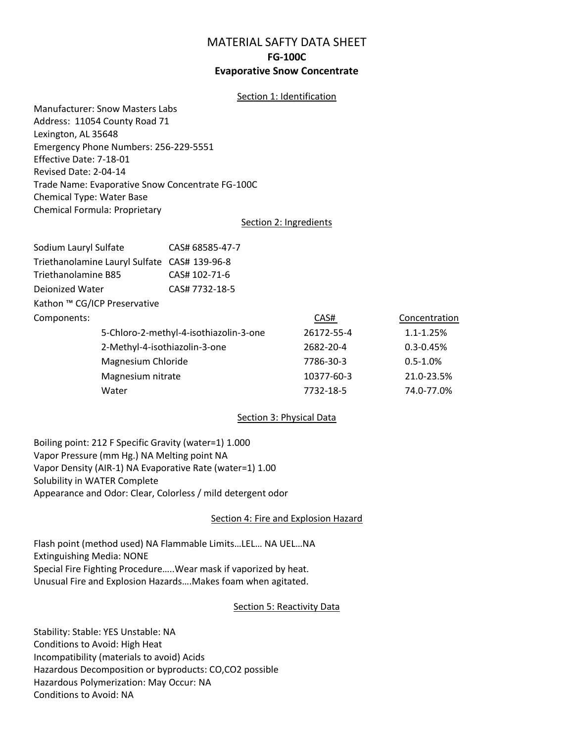# MATERIAL SAFTY DATA SHEET

## FG-100C

## Evaporative Snow Concentrate

### Section 1: Identification

Manufacturer: Snow Masters Labs
Address: 11054 County Road 71
Lexington, AL 35648
Emergency Phone Numbers: 256-229-5551
Effective Date: 7-18-01
Revised Date: 2-04-14
Trade Name: Evaporative Snow Concentrate FG-100C
Chemical Type: Water Base
Chemical Formula: Proprietary

### Section 2: Ingredients

| | |
|---|---|
| Sodium Lauryl Sulfate | CAS# 68585-47-7 |
| Triethanolamine Lauryl Sulfate | CAS# 139-96-8 |
| Triethanolamine B85 | CAS# 102-71-6 |
| Deionized Water | CAS# 7732-18-5 |

Kathon ™ CG/ICP Preservative

| Components: | CAS# | Concentration |
|---|---|---|
| 5-Chloro-2-methyl-4-isothiazolin-3-one | 26172-55-4 | 1.1-1.25% |
| 2-Methyl-4-isothiazolin-3-one | 2682-20-4 | 0.3-0.45% |
| Magnesium Chloride | 7786-30-3 | 0.5-1.0% |
| Magnesium nitrate | 10377-60-3 | 21.0-23.5% |
| Water | 7732-18-5 | 74.0-77.0% |

### Section 3: Physical Data

Boiling point: 212 F Specific Gravity (water=1) 1.000
Vapor Pressure (mm Hg.) NA Melting point NA
Vapor Density (AIR-1) NA Evaporative Rate (water=1) 1.00
Solubility in WATER Complete
Appearance and Odor: Clear, Colorless / mild detergent odor

### Section 4: Fire and Explosion Hazard

Flash point (method used) NA Flammable Limits…LEL… NA UEL…NA
Extinguishing Media: NONE
Special Fire Fighting Procedure…..Wear mask if vaporized by heat.
Unusual Fire and Explosion Hazards….Makes foam when agitated.

### Section 5: Reactivity Data

Stability: Stable: YES Unstable: NA
Conditions to Avoid: High Heat
Incompatibility (materials to avoid) Acids
Hazardous Decomposition or byproducts: CO,CO2 possible
Hazardous Polymerization: May Occur: NA
Conditions to Avoid: NA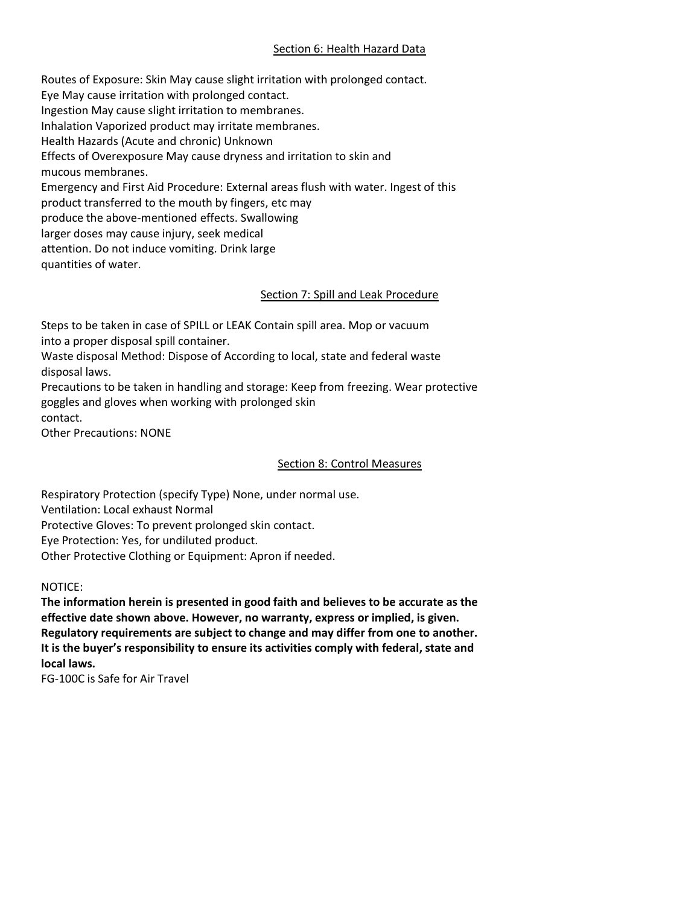## Section 6: Health Hazard Data

Routes of Exposure: Skin May cause slight irritation with prolonged contact.
Eye May cause irritation with prolonged contact.
Ingestion May cause slight irritation to membranes.
Inhalation Vaporized product may irritate membranes.
Health Hazards (Acute and chronic) Unknown
Effects of Overexposure May cause dryness and irritation to skin and mucous membranes.
Emergency and First Aid Procedure: External areas flush with water. Ingest of this product transferred to the mouth by fingers, etc may produce the above-mentioned effects. Swallowing larger doses may cause injury, seek medical attention. Do not induce vomiting. Drink large quantities of water.

## Section 7: Spill and Leak Procedure

Steps to be taken in case of SPILL or LEAK Contain spill area. Mop or vacuum into a proper disposal spill container.
Waste disposal Method: Dispose of According to local, state and federal waste disposal laws.
Precautions to be taken in handling and storage: Keep from freezing. Wear protective goggles and gloves when working with prolonged skin contact.
Other Precautions: NONE

## Section 8: Control Measures

Respiratory Protection (specify Type) None, under normal use.
Ventilation: Local exhaust Normal
Protective Gloves: To prevent prolonged skin contact.
Eye Protection: Yes, for undiluted product.
Other Protective Clothing or Equipment: Apron if needed.

NOTICE:

**The information herein is presented in good faith and believes to be accurate as the effective date shown above. However, no warranty, express or implied, is given. Regulatory requirements are subject to change and may differ from one to another. It is the buyer's responsibility to ensure its activities comply with federal, state and local laws.**

FG-100C is Safe for Air Travel